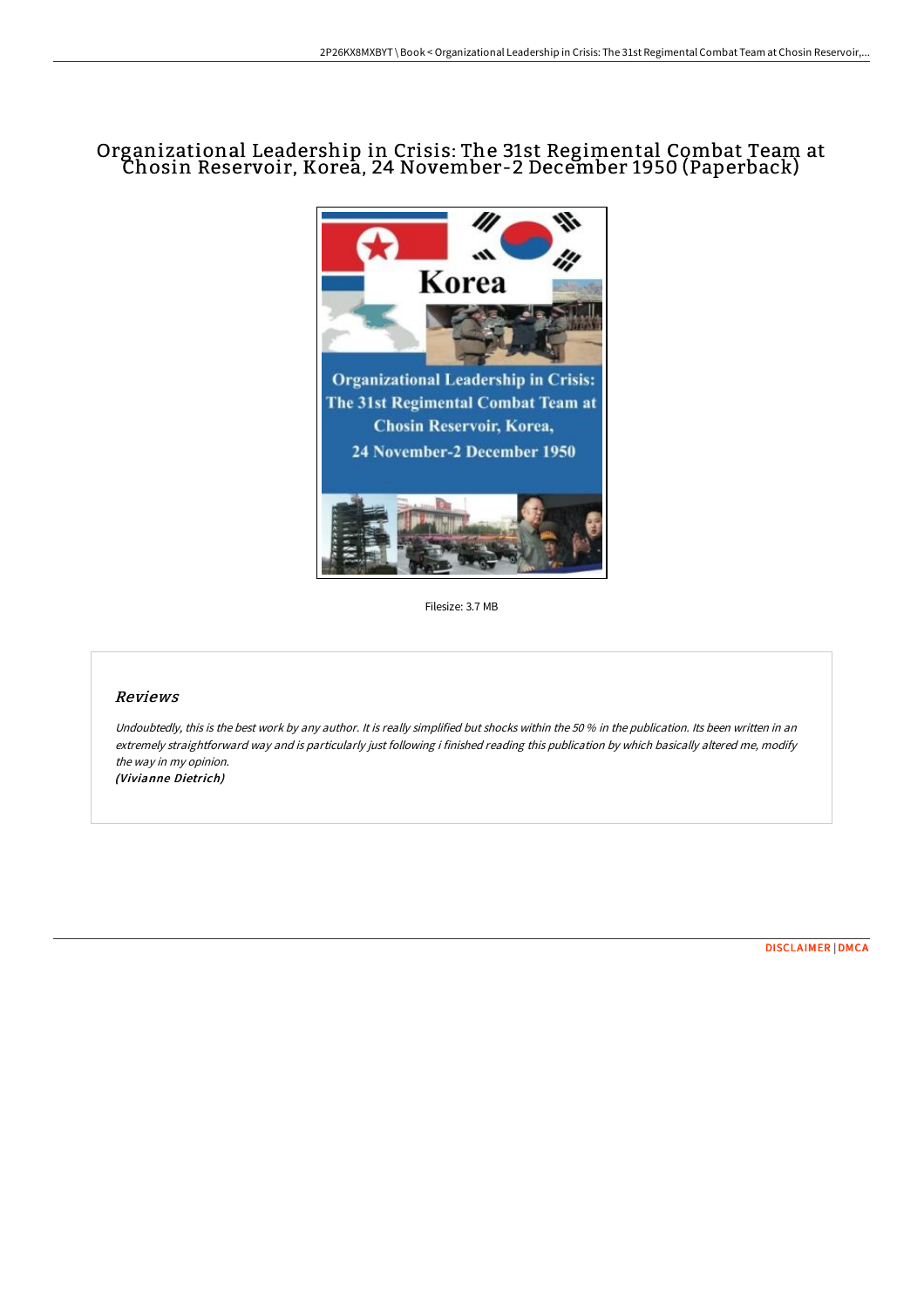# Organizational Leadership in Crisis: The 31st Regimental Combat Team at Chosin Reservoir, Korea, 24 November-2 December 1950 (Paperback)

Filesize: 3.7 MB

## Reviews

*Undoubtedly, this is the best work by any author. It is really simplified but shocks within the 50 % in the publication. Its been written in an extremely straightforward way and is particularly just following i finished reading this publication by which basically altered me, modify the way in my opinion.*

***(Vivianne Dietrich)***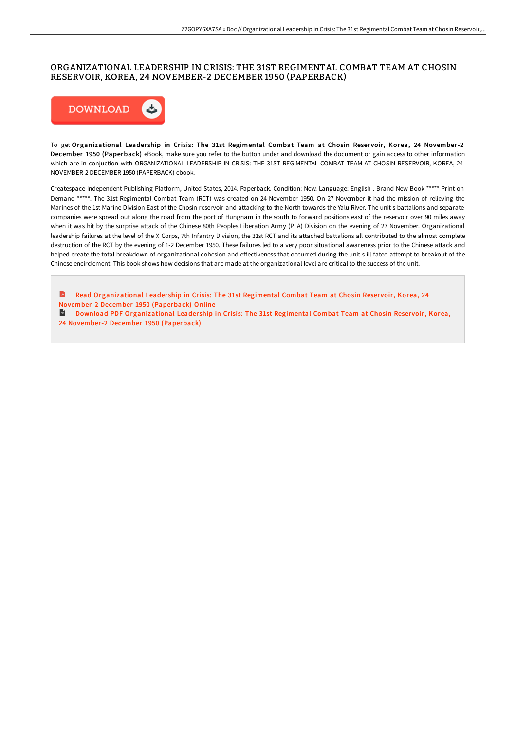# ORGANIZATIONAL LEADERSHIP IN CRISIS: THE 31ST REGIMENTAL COMBAT TEAM AT CHOSIN RESERVOIR, KOREA, 24 NOVEMBER-2 DECEMBER 1950 (PAPERBACK)

DOWNLOAD

To get **Organizational Leadership in Crisis: The 31st Regimental Combat Team at Chosin Reservoir, Korea, 24 November-2 December 1950 (Paperback)** eBook, make sure you refer to the button under and download the document or gain access to other information which are in conjuction with ORGANIZATIONAL LEADERSHIP IN CRISIS: THE 31ST REGIMENTAL COMBAT TEAM AT CHOSIN RESERVOIR, KOREA, 24 NOVEMBER-2 DECEMBER 1950 (PAPERBACK) ebook.

Createspace Independent Publishing Platform, United States, 2014. Paperback. Condition: New. Language: English . Brand New Book ***** Print on Demand *****. The 31st Regimental Combat Team (RCT) was created on 24 November 1950. On 27 November it had the mission of relieving the Marines of the 1st Marine Division East of the Chosin reservoir and attacking to the North towards the Yalu River. The unit s battalions and separate companies were spread out along the road from the port of Hungnam in the south to forward positions east of the reservoir over 90 miles away when it was hit by the surprise attack of the Chinese 80th Peoples Liberation Army (PLA) Division on the evening of 27 November. Organizational leadership failures at the level of the X Corps, 7th Infantry Division, the 31st RCT and its attached battalions all contributed to the almost complete destruction of the RCT by the evening of 1-2 December 1950. These failures led to a very poor situational awareness prior to the Chinese attack and helped create the total breakdown of organizational cohesion and effectiveness that occurred during the unit s ill-fated attempt to breakout of the Chinese encirclement. This book shows how decisions that are made at the organizational level are critical to the success of the unit.

Read Organizational Leadership in Crisis: The 31st Regimental Combat Team at Chosin Reservoir, Korea, 24 November-2 December 1950 (Paperback) Online

Download PDF Organizational Leadership in Crisis: The 31st Regimental Combat Team at Chosin Reservoir, Korea, 24 November-2 December 1950 (Paperback)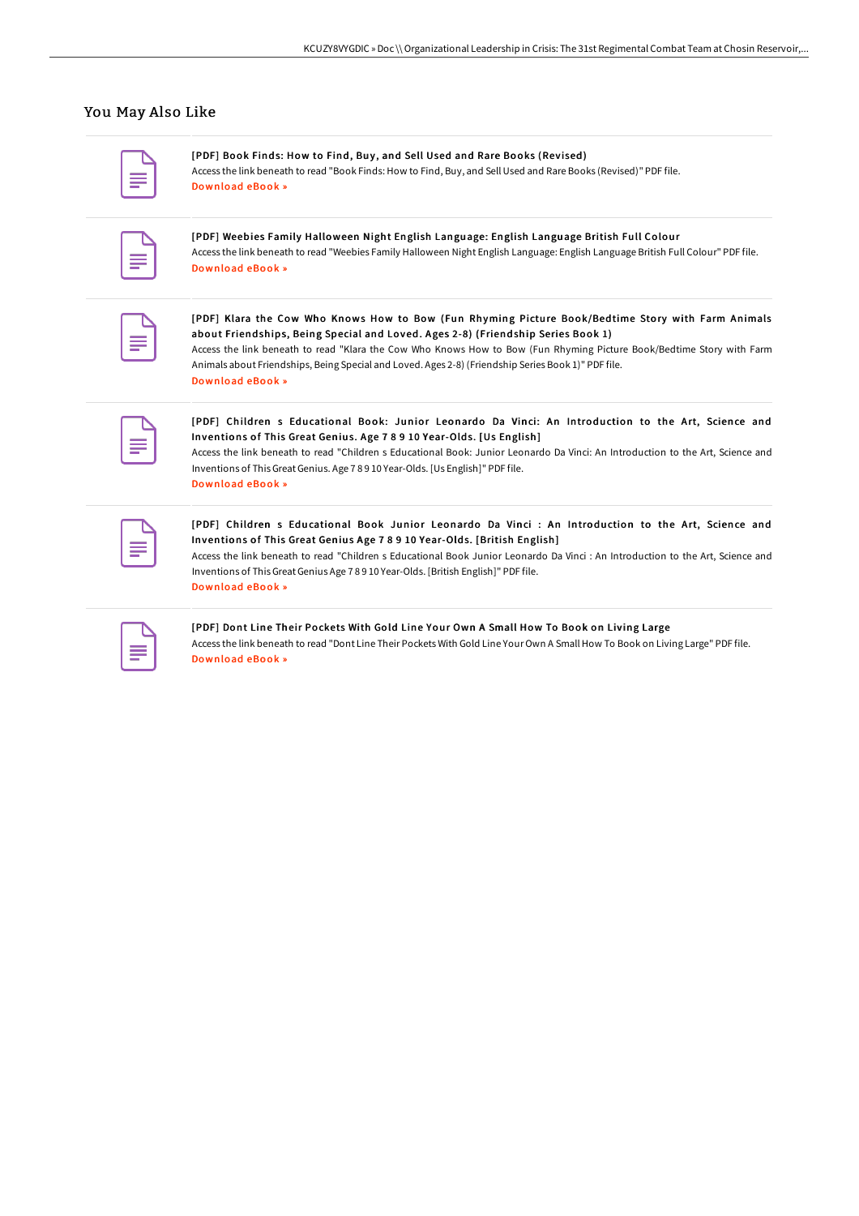## You May Also Like

**[PDF] Book Finds: How to Find, Buy, and Sell Used and Rare Books (Revised)**
Access the link beneath to read "Book Finds: How to Find, Buy, and Sell Used and Rare Books (Revised)" PDF file.
Download eBook »

**[PDF] Weebies Family Halloween Night English Language: English Language British Full Colour**
Access the link beneath to read "Weebies Family Halloween Night English Language: English Language British Full Colour" PDF file.
Download eBook »

**[PDF] Klara the Cow Who Knows How to Bow (Fun Rhyming Picture Book/Bedtime Story with Farm Animals about Friendships, Being Special and Loved. Ages 2-8) (Friendship Series Book 1)**
Access the link beneath to read "Klara the Cow Who Knows How to Bow (Fun Rhyming Picture Book/Bedtime Story with Farm Animals about Friendships, Being Special and Loved. Ages 2-8) (Friendship Series Book 1)" PDF file.
Download eBook »

**[PDF] Children s Educational Book: Junior Leonardo Da Vinci: An Introduction to the Art, Science and Inventions of This Great Genius. Age 7 8 9 10 Year-Olds. [Us English]**
Access the link beneath to read "Children s Educational Book: Junior Leonardo Da Vinci: An Introduction to the Art, Science and Inventions of This Great Genius. Age 7 8 9 10 Year-Olds. [Us English]" PDF file.
Download eBook »

**[PDF] Children s Educational Book Junior Leonardo Da Vinci : An Introduction to the Art, Science and Inventions of This Great Genius Age 7 8 9 10 Year-Olds. [British English]**
Access the link beneath to read "Children s Educational Book Junior Leonardo Da Vinci : An Introduction to the Art, Science and Inventions of This Great Genius Age 7 8 9 10 Year-Olds. [British English]" PDF file.
Download eBook »

**[PDF] Dont Line Their Pockets With Gold Line Your Own A Small How To Book on Living Large**
Access the link beneath to read "Dont Line Their Pockets With Gold Line Your Own A Small How To Book on Living Large" PDF file.
Download eBook »